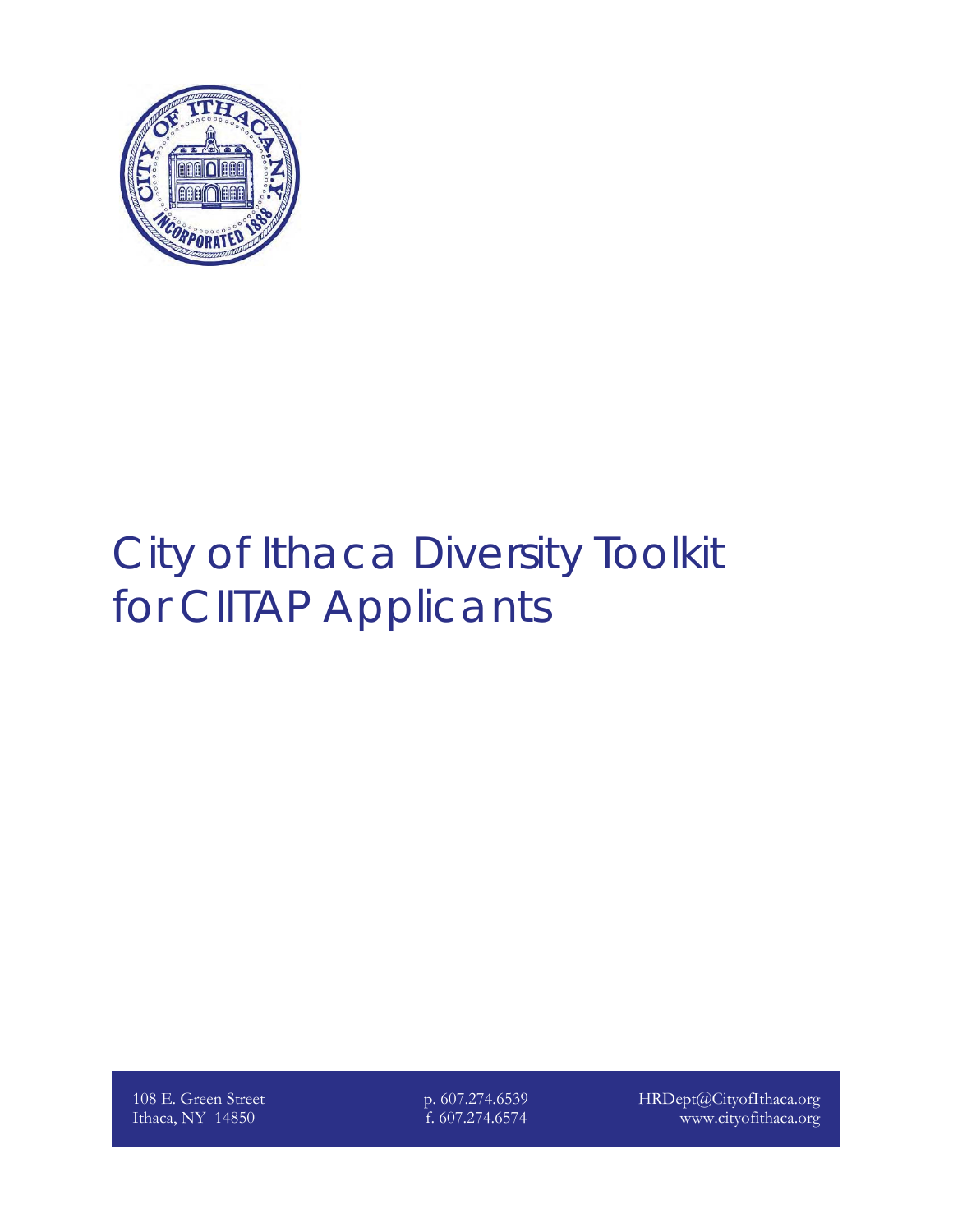# City of Ithaca Diversity Toolkit for CIITAP Applicants

108 E. Green Street
Ithaca, NY 14850

p. 607.274.6539
f. 607.274.6574

HRDept@CityofIthaca.org
www.cityofithaca.org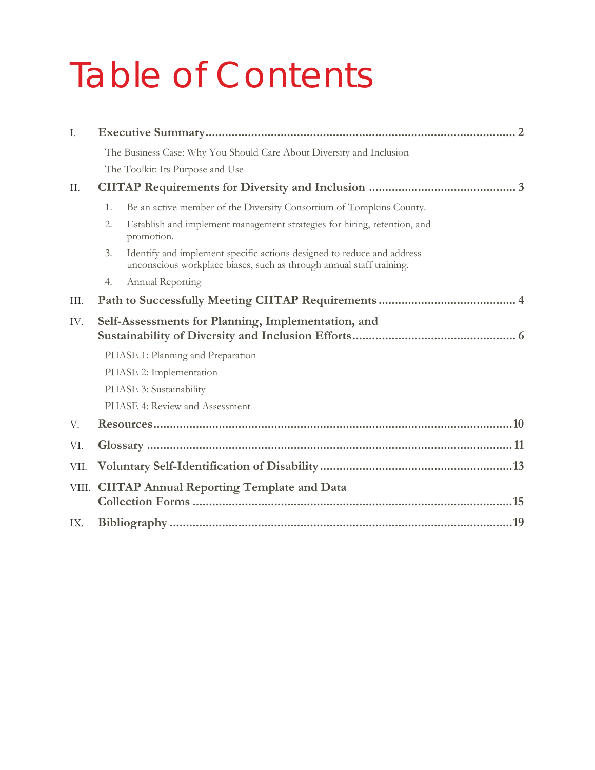# Table of Contents

I. **Executive Summary** ... 2

- The Business Case: Why You Should Care About Diversity and Inclusion
- The Toolkit: Its Purpose and Use

II. **CIITAP Requirements for Diversity and Inclusion** ... 3

1. Be an active member of the Diversity Consortium of Tompkins County.
2. Establish and implement management strategies for hiring, retention, and promotion.
3. Identify and implement specific actions designed to reduce and address unconscious workplace biases, such as through annual staff training.
4. Annual Reporting

III. **Path to Successfully Meeting CIITAP Requirements** ... 4

IV. **Self-Assessments for Planning, Implementation, and Sustainability of Diversity and Inclusion Efforts** ... 6

- PHASE 1: Planning and Preparation
- PHASE 2: Implementation
- PHASE 3: Sustainability
- PHASE 4: Review and Assessment

V. **Resources** ... 10

VI. **Glossary** ... 11

VII. **Voluntary Self-Identification of Disability** ... 13

VIII. **CIITAP Annual Reporting Template and Data Collection Forms** ... 15

IX. **Bibliography** ... 19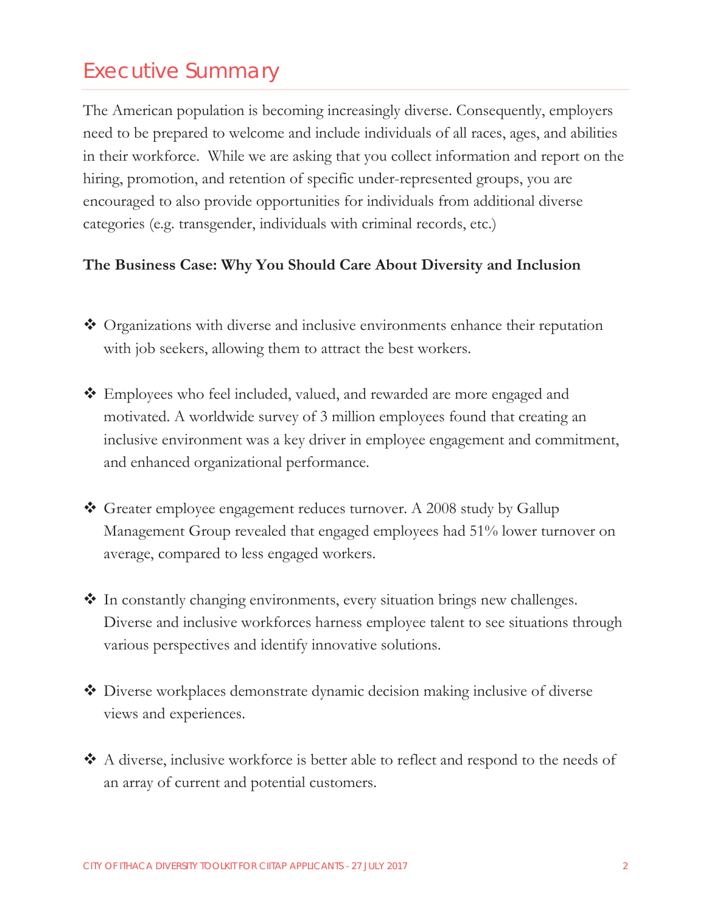# Executive Summary

The American population is becoming increasingly diverse. Consequently, employers need to be prepared to welcome and include individuals of all races, ages, and abilities in their workforce. While we are asking that you collect information and report on the hiring, promotion, and retention of specific under-represented groups, you are encouraged to also provide opportunities for individuals from additional diverse categories (e.g. transgender, individuals with criminal records, etc.)

**The Business Case: Why You Should Care About Diversity and Inclusion**

- Organizations with diverse and inclusive environments enhance their reputation with job seekers, allowing them to attract the best workers.

- Employees who feel included, valued, and rewarded are more engaged and motivated. A worldwide survey of 3 million employees found that creating an inclusive environment was a key driver in employee engagement and commitment, and enhanced organizational performance.

- Greater employee engagement reduces turnover. A 2008 study by Gallup Management Group revealed that engaged employees had 51% lower turnover on average, compared to less engaged workers.

- In constantly changing environments, every situation brings new challenges. Diverse and inclusive workforces harness employee talent to see situations through various perspectives and identify innovative solutions.

- Diverse workplaces demonstrate dynamic decision making inclusive of diverse views and experiences.

- A diverse, inclusive workforce is better able to reflect and respond to the needs of an array of current and potential customers.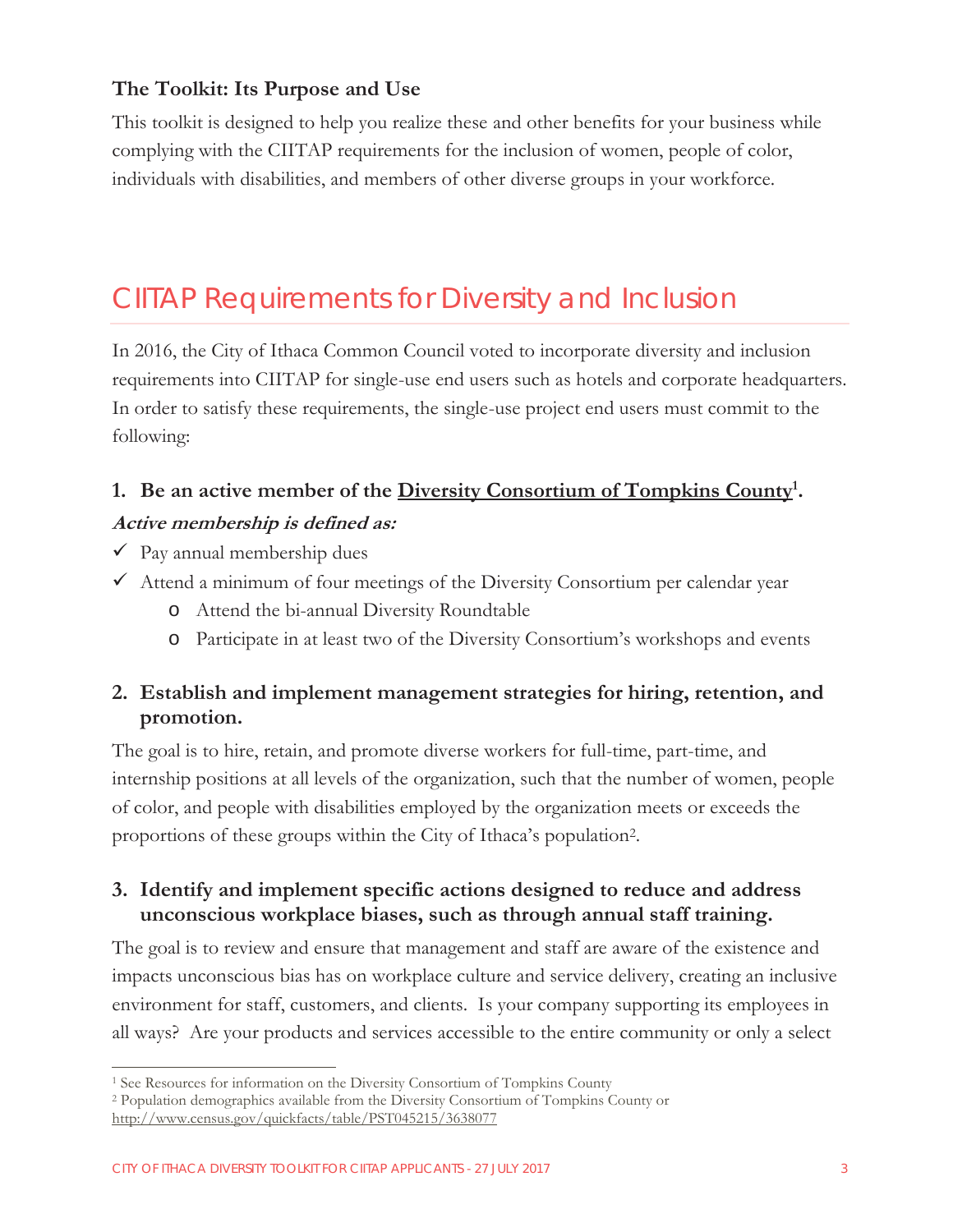### The Toolkit: Its Purpose and Use

This toolkit is designed to help you realize these and other benefits for your business while complying with the CIITAP requirements for the inclusion of women, people of color, individuals with disabilities, and members of other diverse groups in your workforce.

## CIITAP Requirements for Diversity and Inclusion

In 2016, the City of Ithaca Common Council voted to incorporate diversity and inclusion requirements into CIITAP for single-use end users such as hotels and corporate headquarters. In order to satisfy these requirements, the single-use project end users must commit to the following:

### 1. Be an active member of the Diversity Consortium of Tompkins County[1].

***Active membership is defined as:***

- ✓ Pay annual membership dues
- ✓ Attend a minimum of four meetings of the Diversity Consortium per calendar year
  - o Attend the bi-annual Diversity Roundtable
  - o Participate in at least two of the Diversity Consortium's workshops and events

### 2. Establish and implement management strategies for hiring, retention, and promotion.

The goal is to hire, retain, and promote diverse workers for full-time, part-time, and internship positions at all levels of the organization, such that the number of women, people of color, and people with disabilities employed by the organization meets or exceeds the proportions of these groups within the City of Ithaca's population[2].

### 3. Identify and implement specific actions designed to reduce and address unconscious workplace biases, such as through annual staff training.

The goal is to review and ensure that management and staff are aware of the existence and impacts unconscious bias has on workplace culture and service delivery, creating an inclusive environment for staff, customers, and clients. Is your company supporting its employees in all ways? Are your products and services accessible to the entire community or only a select

---

[1] See Resources for information on the Diversity Consortium of Tompkins County

[2] Population demographics available from the Diversity Consortium of Tompkins County or http://www.census.gov/quickfacts/table/PST045215/3638077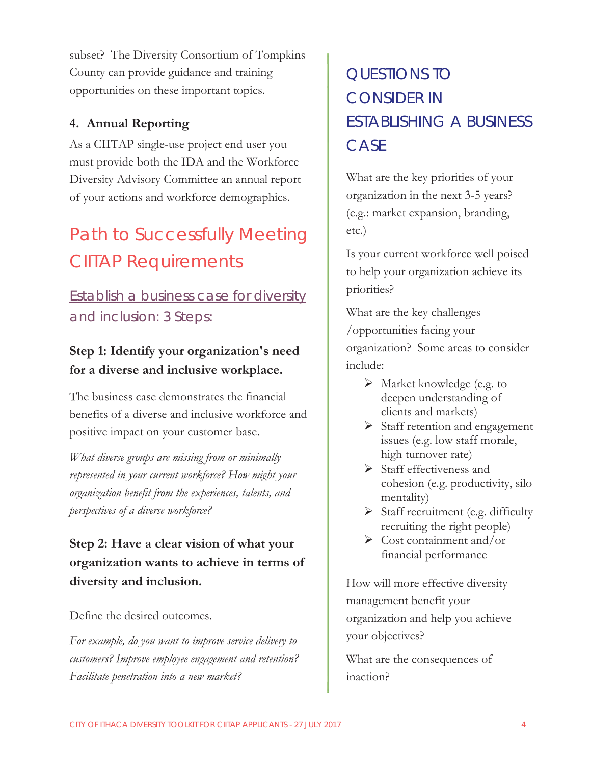subset? The Diversity Consortium of Tompkins County can provide guidance and training opportunities on these important topics.

### 4. Annual Reporting

As a CIITAP single-use project end user you must provide both the IDA and the Workforce Diversity Advisory Committee an annual report of your actions and workforce demographics.

# Path to Successfully Meeting CIITAP Requirements

## Establish a business case for diversity and inclusion: 3 Steps:

### Step 1: Identify your organization's need for a diverse and inclusive workplace.

The business case demonstrates the financial benefits of a diverse and inclusive workforce and positive impact on your customer base.

*What diverse groups are missing from or minimally represented in your current workforce? How might your organization benefit from the experiences, talents, and perspectives of a diverse workforce?*

### Step 2: Have a clear vision of what your organization wants to achieve in terms of diversity and inclusion.

Define the desired outcomes.

*For example, do you want to improve service delivery to customers? Improve employee engagement and retention? Facilitate penetration into a new market?*

## QUESTIONS TO CONSIDER IN ESTABLISHING A BUSINESS CASE

What are the key priorities of your organization in the next 3-5 years? (e.g.: market expansion, branding, etc.)

Is your current workforce well poised to help your organization achieve its priorities?

What are the key challenges /opportunities facing your organization? Some areas to consider include:

- Market knowledge (e.g. to deepen understanding of clients and markets)
- Staff retention and engagement issues (e.g. low staff morale, high turnover rate)
- Staff effectiveness and cohesion (e.g. productivity, silo mentality)
- Staff recruitment (e.g. difficulty recruiting the right people)
- Cost containment and/or financial performance

How will more effective diversity management benefit your organization and help you achieve your objectives?

What are the consequences of inaction?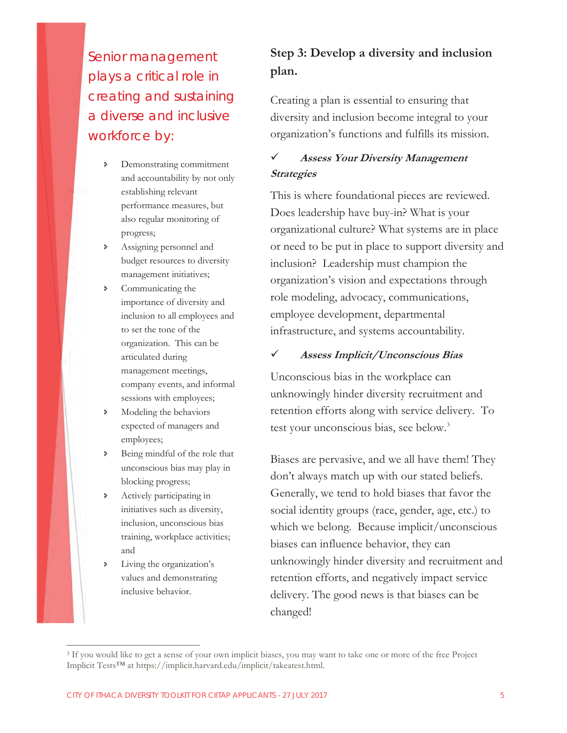## Senior management plays a critical role in creating and sustaining a diverse and inclusive workforce by:

- Demonstrating commitment and accountability by not only establishing relevant performance measures, but also regular monitoring of progress;
- Assigning personnel and budget resources to diversity management initiatives;
- Communicating the importance of diversity and inclusion to all employees and to set the tone of the organization. This can be articulated during management meetings, company events, and informal sessions with employees;
- Modeling the behaviors expected of managers and employees;
- Being mindful of the role that unconscious bias may play in blocking progress;
- Actively participating in initiatives such as diversity, inclusion, unconscious bias training, workplace activities; and
- Living the organization's values and demonstrating inclusive behavior.

## Step 3: Develop a diversity and inclusion plan.

Creating a plan is essential to ensuring that diversity and inclusion become integral to your organization's functions and fulfills its mission.

### ✓ *Assess Your Diversity Management Strategies*

This is where foundational pieces are reviewed. Does leadership have buy-in? What is your organizational culture? What systems are in place or need to be put in place to support diversity and inclusion? Leadership must champion the organization's vision and expectations through role modeling, advocacy, communications, employee development, departmental infrastructure, and systems accountability.

### ✓ *Assess Implicit/Unconscious Bias*

Unconscious bias in the workplace can unknowingly hinder diversity recruitment and retention efforts along with service delivery. To test your unconscious bias, see below.[3]

Biases are pervasive, and we all have them! They don't always match up with our stated beliefs. Generally, we tend to hold biases that favor the social identity groups (race, gender, age, etc.) to which we belong. Because implicit/unconscious biases can influence behavior, they can unknowingly hinder diversity and recruitment and retention efforts, and negatively impact service delivery. The good news is that biases can be changed!

---

[3] If you would like to get a sense of your own implicit biases, you may want to take one or more of the free Project Implicit Tests™ at https://implicit.harvard.edu/implicit/takeatest.html.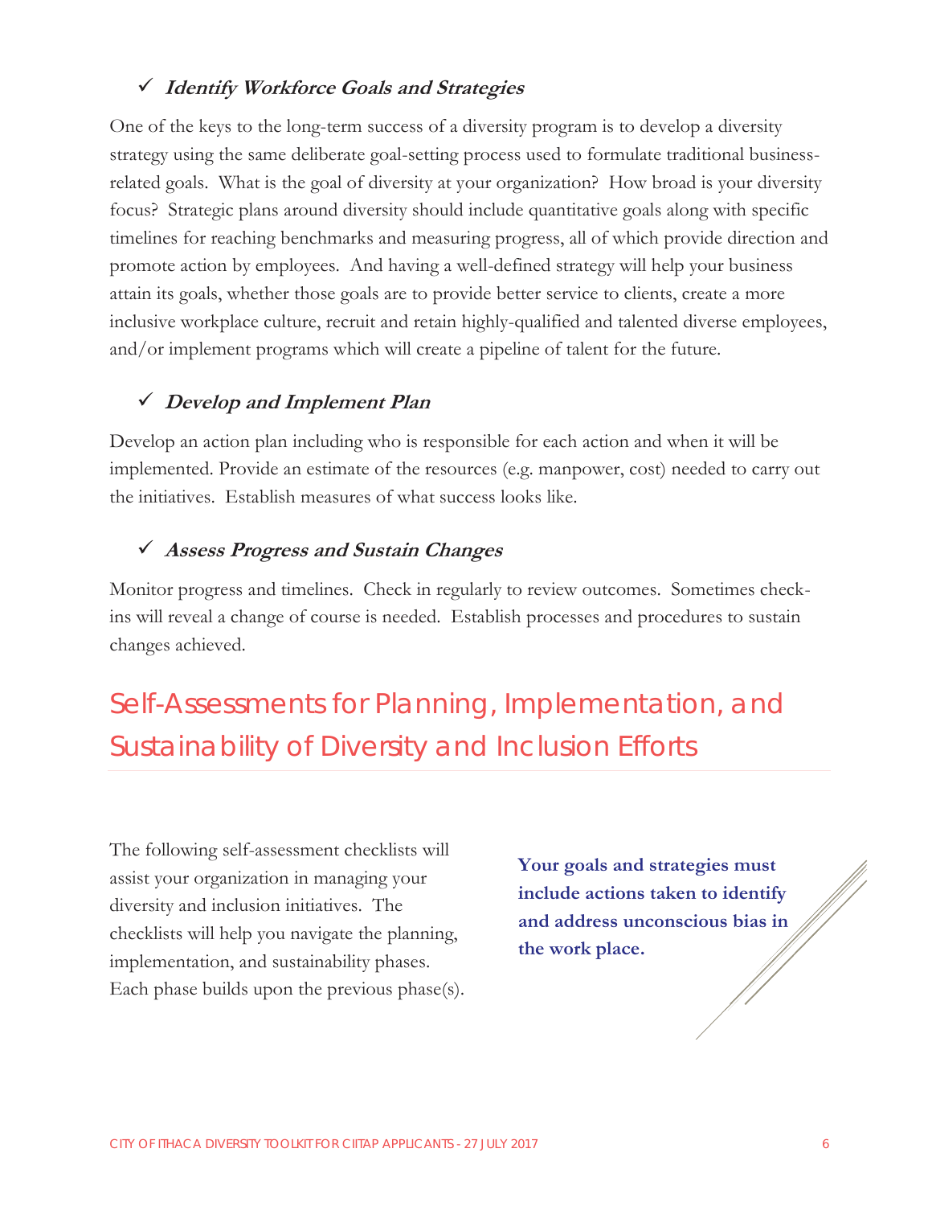### ✓ *Identify Workforce Goals and Strategies*

One of the keys to the long-term success of a diversity program is to develop a diversity strategy using the same deliberate goal-setting process used to formulate traditional business-related goals. What is the goal of diversity at your organization? How broad is your diversity focus? Strategic plans around diversity should include quantitative goals along with specific timelines for reaching benchmarks and measuring progress, all of which provide direction and promote action by employees. And having a well-defined strategy will help your business attain its goals, whether those goals are to provide better service to clients, create a more inclusive workplace culture, recruit and retain highly-qualified and talented diverse employees, and/or implement programs which will create a pipeline of talent for the future.

### ✓ *Develop and Implement Plan*

Develop an action plan including who is responsible for each action and when it will be implemented. Provide an estimate of the resources (e.g. manpower, cost) needed to carry out the initiatives. Establish measures of what success looks like.

### ✓ *Assess Progress and Sustain Changes*

Monitor progress and timelines. Check in regularly to review outcomes. Sometimes check-ins will reveal a change of course is needed. Establish processes and procedures to sustain changes achieved.

## Self-Assessments for Planning, Implementation, and Sustainability of Diversity and Inclusion Efforts

The following self-assessment checklists will assist your organization in managing your diversity and inclusion initiatives. The checklists will help you navigate the planning, implementation, and sustainability phases. Each phase builds upon the previous phase(s).

**Your goals and strategies must include actions taken to identify and address unconscious bias in the work place.**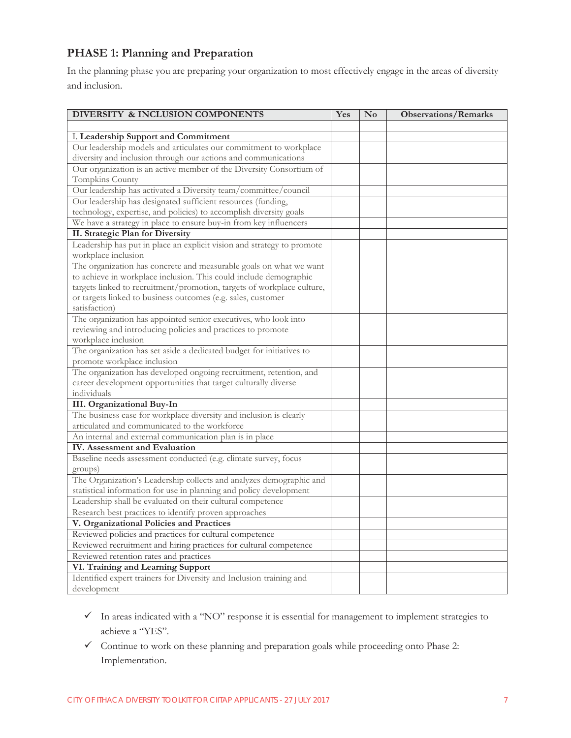## PHASE 1: Planning and Preparation

In the planning phase you are preparing your organization to most effectively engage in the areas of diversity and inclusion.

| DIVERSITY & INCLUSION COMPONENTS | Yes | No | Observations/Remarks |
|---|---|---|---|
| | | | |
| I. **Leadership Support and Commitment** | | | |
| Our leadership models and articulates our commitment to workplace diversity and inclusion through our actions and communications | | | |
| Our organization is an active member of the Diversity Consortium of Tompkins County | | | |
| Our leadership has activated a Diversity team/committee/council | | | |
| Our leadership has designated sufficient resources (funding, technology, expertise, and policies) to accomplish diversity goals | | | |
| We have a strategy in place to ensure buy-in from key influencers | | | |
| **II. Strategic Plan for Diversity** | | | |
| Leadership has put in place an explicit vision and strategy to promote workplace inclusion | | | |
| The organization has concrete and measurable goals on what we want to achieve in workplace inclusion. This could include demographic targets linked to recruitment/promotion, targets of workplace culture, or targets linked to business outcomes (e.g. sales, customer satisfaction) | | | |
| The organization has appointed senior executives, who look into reviewing and introducing policies and practices to promote workplace inclusion | | | |
| The organization has set aside a dedicated budget for initiatives to promote workplace inclusion | | | |
| The organization has developed ongoing recruitment, retention, and career development opportunities that target culturally diverse individuals | | | |
| **III. Organizational Buy-In** | | | |
| The business case for workplace diversity and inclusion is clearly articulated and communicated to the workforce | | | |
| An internal and external communication plan is in place | | | |
| **IV. Assessment and Evaluation** | | | |
| Baseline needs assessment conducted (e.g. climate survey, focus groups) | | | |
| The Organization's Leadership collects and analyzes demographic and statistical information for use in planning and policy development | | | |
| Leadership shall be evaluated on their cultural competence | | | |
| Research best practices to identify proven approaches | | | |
| **V. Organizational Policies and Practices** | | | |
| Reviewed policies and practices for cultural competence | | | |
| Reviewed recruitment and hiring practices for cultural competence | | | |
| Reviewed retention rates and practices | | | |
| **VI. Training and Learning Support** | | | |
| Identified expert trainers for Diversity and Inclusion training and development | | | |

- ✓ In areas indicated with a "NO" response it is essential for management to implement strategies to achieve a "YES".
- ✓ Continue to work on these planning and preparation goals while proceeding onto Phase 2: Implementation.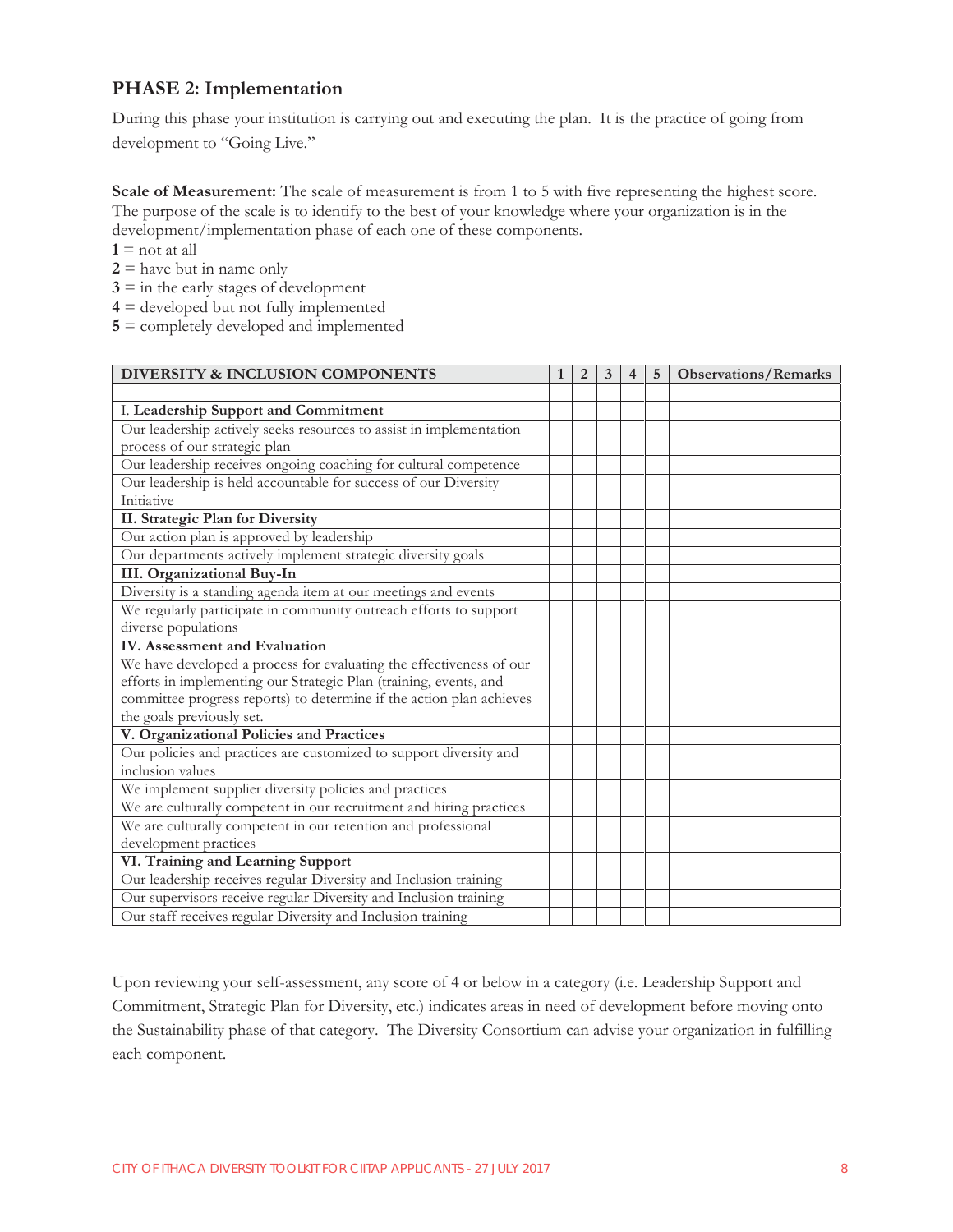## PHASE 2: Implementation

During this phase your institution is carrying out and executing the plan. It is the practice of going from development to "Going Live."

**Scale of Measurement:** The scale of measurement is from 1 to 5 with five representing the highest score. The purpose of the scale is to identify to the best of your knowledge where your organization is in the development/implementation phase of each one of these components.

**1** = not at all
**2** = have but in name only
**3** = in the early stages of development
**4** = developed but not fully implemented
**5** = completely developed and implemented

| DIVERSITY & INCLUSION COMPONENTS | 1 | 2 | 3 | 4 | 5 | Observations/Remarks |
|---|---|---|---|---|---|---|
| | | | | | | |
| I. **Leadership Support and Commitment** | | | | | | |
| Our leadership actively seeks resources to assist in implementation process of our strategic plan | | | | | | |
| Our leadership receives ongoing coaching for cultural competence | | | | | | |
| Our leadership is held accountable for success of our Diversity Initiative | | | | | | |
| **II. Strategic Plan for Diversity** | | | | | | |
| Our action plan is approved by leadership | | | | | | |
| Our departments actively implement strategic diversity goals | | | | | | |
| **III. Organizational Buy-In** | | | | | | |
| Diversity is a standing agenda item at our meetings and events | | | | | | |
| We regularly participate in community outreach efforts to support diverse populations | | | | | | |
| **IV. Assessment and Evaluation** | | | | | | |
| We have developed a process for evaluating the effectiveness of our efforts in implementing our Strategic Plan (training, events, and committee progress reports) to determine if the action plan achieves the goals previously set. | | | | | | |
| **V. Organizational Policies and Practices** | | | | | | |
| Our policies and practices are customized to support diversity and inclusion values | | | | | | |
| We implement supplier diversity policies and practices | | | | | | |
| We are culturally competent in our recruitment and hiring practices | | | | | | |
| We are culturally competent in our retention and professional development practices | | | | | | |
| **VI. Training and Learning Support** | | | | | | |
| Our leadership receives regular Diversity and Inclusion training | | | | | | |
| Our supervisors receive regular Diversity and Inclusion training | | | | | | |
| Our staff receives regular Diversity and Inclusion training | | | | | | |

Upon reviewing your self-assessment, any score of 4 or below in a category (i.e. Leadership Support and Commitment, Strategic Plan for Diversity, etc.) indicates areas in need of development before moving onto the Sustainability phase of that category. The Diversity Consortium can advise your organization in fulfilling each component.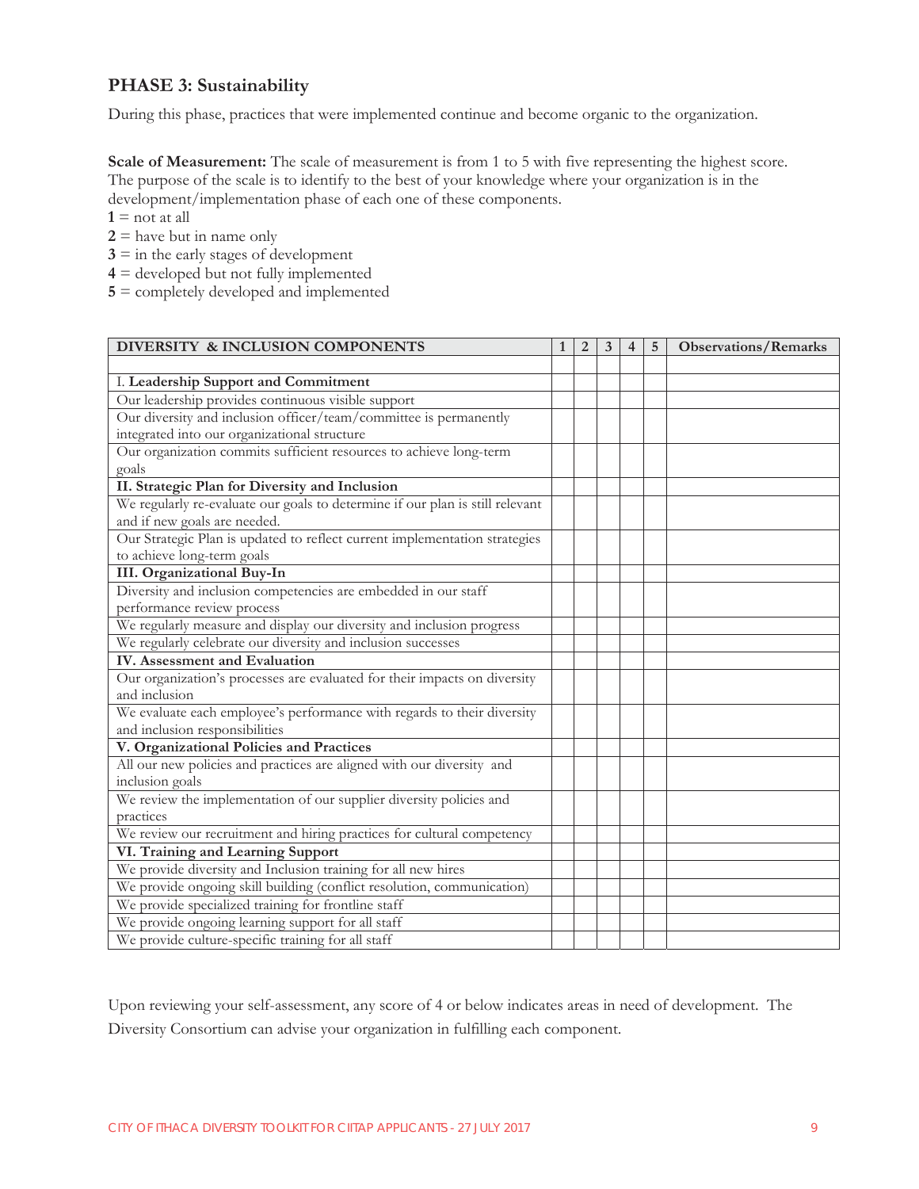## PHASE 3: Sustainability

During this phase, practices that were implemented continue and become organic to the organization.

**Scale of Measurement:** The scale of measurement is from 1 to 5 with five representing the highest score. The purpose of the scale is to identify to the best of your knowledge where your organization is in the development/implementation phase of each one of these components.

**1** = not at all
**2** = have but in name only
**3** = in the early stages of development
**4** = developed but not fully implemented
**5** = completely developed and implemented

| DIVERSITY & INCLUSION COMPONENTS | 1 | 2 | 3 | 4 | 5 | Observations/Remarks |
|---|---|---|---|---|---|---|
| | | | | | | |
| I. **Leadership Support and Commitment** | | | | | | |
| Our leadership provides continuous visible support | | | | | | |
| Our diversity and inclusion officer/team/committee is permanently integrated into our organizational structure | | | | | | |
| Our organization commits sufficient resources to achieve long-term goals | | | | | | |
| **II. Strategic Plan for Diversity and Inclusion** | | | | | | |
| We regularly re-evaluate our goals to determine if our plan is still relevant and if new goals are needed. | | | | | | |
| Our Strategic Plan is updated to reflect current implementation strategies to achieve long-term goals | | | | | | |
| **III. Organizational Buy-In** | | | | | | |
| Diversity and inclusion competencies are embedded in our staff performance review process | | | | | | |
| We regularly measure and display our diversity and inclusion progress | | | | | | |
| We regularly celebrate our diversity and inclusion successes | | | | | | |
| **IV. Assessment and Evaluation** | | | | | | |
| Our organization's processes are evaluated for their impacts on diversity and inclusion | | | | | | |
| We evaluate each employee's performance with regards to their diversity and inclusion responsibilities | | | | | | |
| **V. Organizational Policies and Practices** | | | | | | |
| All our new policies and practices are aligned with our diversity and inclusion goals | | | | | | |
| We review the implementation of our supplier diversity policies and practices | | | | | | |
| We review our recruitment and hiring practices for cultural competency | | | | | | |
| **VI. Training and Learning Support** | | | | | | |
| We provide diversity and Inclusion training for all new hires | | | | | | |
| We provide ongoing skill building (conflict resolution, communication) | | | | | | |
| We provide specialized training for frontline staff | | | | | | |
| We provide ongoing learning support for all staff | | | | | | |
| We provide culture-specific training for all staff | | | | | | |

Upon reviewing your self-assessment, any score of 4 or below indicates areas in need of development. The Diversity Consortium can advise your organization in fulfilling each component.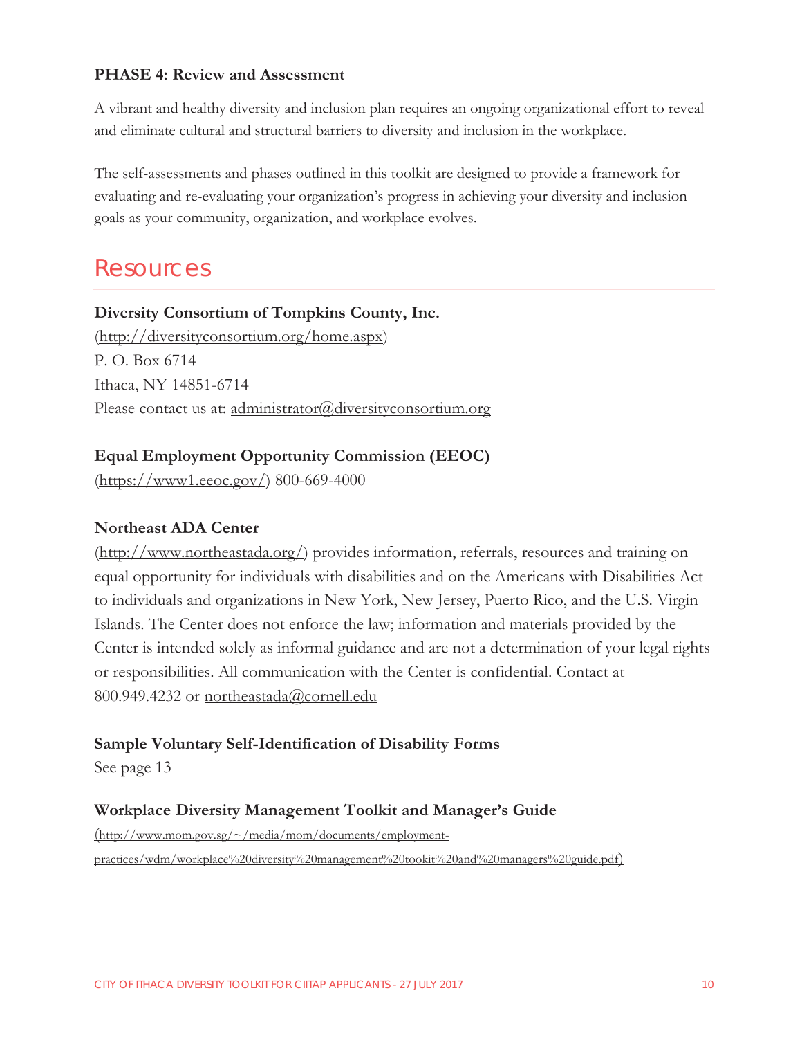**PHASE 4: Review and Assessment**

A vibrant and healthy diversity and inclusion plan requires an ongoing organizational effort to reveal and eliminate cultural and structural barriers to diversity and inclusion in the workplace.

The self-assessments and phases outlined in this toolkit are designed to provide a framework for evaluating and re-evaluating your organization's progress in achieving your diversity and inclusion goals as your community, organization, and workplace evolves.

# Resources

**Diversity Consortium of Tompkins County, Inc.**
(http://diversityconsortium.org/home.aspx)
P. O. Box 6714
Ithaca, NY 14851-6714
Please contact us at: administrator@diversityconsortium.org

**Equal Employment Opportunity Commission (EEOC)**
(https://www1.eeoc.gov/) 800-669-4000

**Northeast ADA Center**
(http://www.northeastada.org/) provides information, referrals, resources and training on equal opportunity for individuals with disabilities and on the Americans with Disabilities Act to individuals and organizations in New York, New Jersey, Puerto Rico, and the U.S. Virgin Islands. The Center does not enforce the law; information and materials provided by the Center is intended solely as informal guidance and are not a determination of your legal rights or responsibilities. All communication with the Center is confidential. Contact at 800.949.4232 or northeastada@cornell.edu

**Sample Voluntary Self-Identification of Disability Forms**
See page 13

**Workplace Diversity Management Toolkit and Manager's Guide**
(http://www.mom.gov.sg/~/media/mom/documents/employment-practices/wdm/workplace%20diversity%20management%20tookit%20and%20managers%20guide.pdf)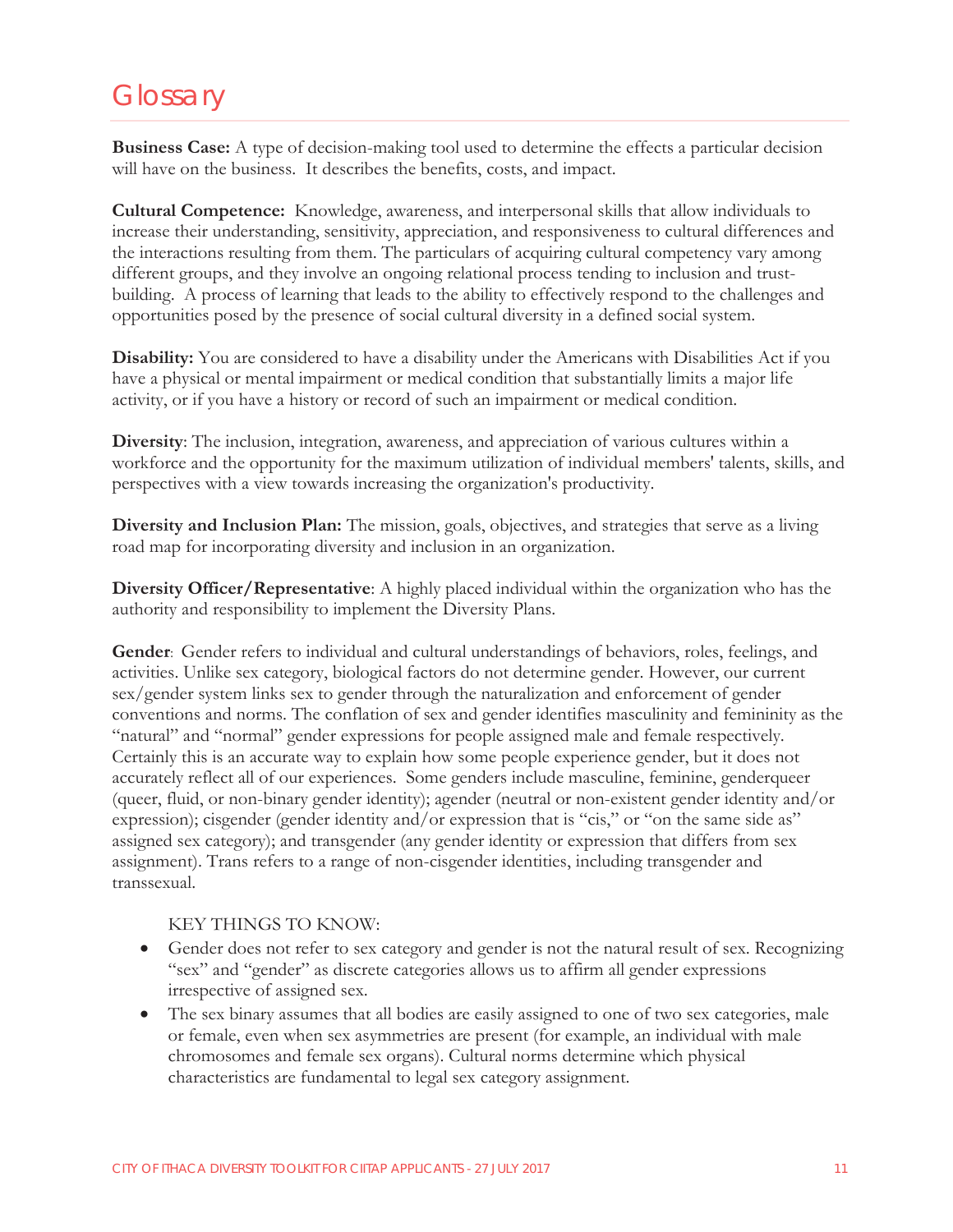# Glossary

**Business Case:** A type of decision-making tool used to determine the effects a particular decision will have on the business. It describes the benefits, costs, and impact.

**Cultural Competence:** Knowledge, awareness, and interpersonal skills that allow individuals to increase their understanding, sensitivity, appreciation, and responsiveness to cultural differences and the interactions resulting from them. The particulars of acquiring cultural competency vary among different groups, and they involve an ongoing relational process tending to inclusion and trust-building. A process of learning that leads to the ability to effectively respond to the challenges and opportunities posed by the presence of social cultural diversity in a defined social system.

**Disability:** You are considered to have a disability under the Americans with Disabilities Act if you have a physical or mental impairment or medical condition that substantially limits a major life activity, or if you have a history or record of such an impairment or medical condition.

**Diversity**: The inclusion, integration, awareness, and appreciation of various cultures within a workforce and the opportunity for the maximum utilization of individual members' talents, skills, and perspectives with a view towards increasing the organization's productivity.

**Diversity and Inclusion Plan:** The mission, goals, objectives, and strategies that serve as a living road map for incorporating diversity and inclusion in an organization.

**Diversity Officer/Representative**: A highly placed individual within the organization who has the authority and responsibility to implement the Diversity Plans.

**Gender**: Gender refers to individual and cultural understandings of behaviors, roles, feelings, and activities. Unlike sex category, biological factors do not determine gender. However, our current sex/gender system links sex to gender through the naturalization and enforcement of gender conventions and norms. The conflation of sex and gender identifies masculinity and femininity as the "natural" and "normal" gender expressions for people assigned male and female respectively. Certainly this is an accurate way to explain how some people experience gender, but it does not accurately reflect all of our experiences. Some genders include masculine, feminine, genderqueer (queer, fluid, or non-binary gender identity); agender (neutral or non-existent gender identity and/or expression); cisgender (gender identity and/or expression that is "cis," or "on the same side as" assigned sex category); and transgender (any gender identity or expression that differs from sex assignment). Trans refers to a range of non-cisgender identities, including transgender and transsexual.

KEY THINGS TO KNOW:

- Gender does not refer to sex category and gender is not the natural result of sex. Recognizing "sex" and "gender" as discrete categories allows us to affirm all gender expressions irrespective of assigned sex.
- The sex binary assumes that all bodies are easily assigned to one of two sex categories, male or female, even when sex asymmetries are present (for example, an individual with male chromosomes and female sex organs). Cultural norms determine which physical characteristics are fundamental to legal sex category assignment.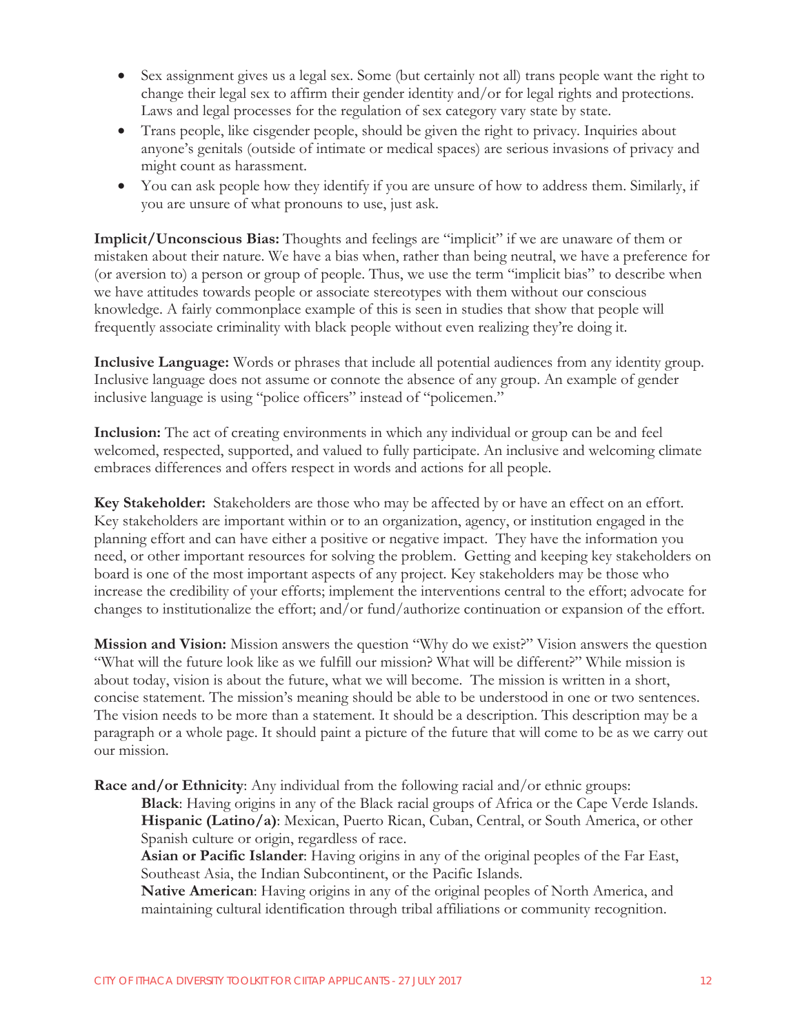- Sex assignment gives us a legal sex. Some (but certainly not all) trans people want the right to change their legal sex to affirm their gender identity and/or for legal rights and protections. Laws and legal processes for the regulation of sex category vary state by state.
- Trans people, like cisgender people, should be given the right to privacy. Inquiries about anyone's genitals (outside of intimate or medical spaces) are serious invasions of privacy and might count as harassment.
- You can ask people how they identify if you are unsure of how to address them. Similarly, if you are unsure of what pronouns to use, just ask.

**Implicit/Unconscious Bias:** Thoughts and feelings are "implicit" if we are unaware of them or mistaken about their nature. We have a bias when, rather than being neutral, we have a preference for (or aversion to) a person or group of people. Thus, we use the term "implicit bias" to describe when we have attitudes towards people or associate stereotypes with them without our conscious knowledge. A fairly commonplace example of this is seen in studies that show that people will frequently associate criminality with black people without even realizing they're doing it.

**Inclusive Language:** Words or phrases that include all potential audiences from any identity group. Inclusive language does not assume or connote the absence of any group. An example of gender inclusive language is using "police officers" instead of "policemen."

**Inclusion:** The act of creating environments in which any individual or group can be and feel welcomed, respected, supported, and valued to fully participate. An inclusive and welcoming climate embraces differences and offers respect in words and actions for all people.

**Key Stakeholder:** Stakeholders are those who may be affected by or have an effect on an effort. Key stakeholders are important within or to an organization, agency, or institution engaged in the planning effort and can have either a positive or negative impact. They have the information you need, or other important resources for solving the problem. Getting and keeping key stakeholders on board is one of the most important aspects of any project. Key stakeholders may be those who increase the credibility of your efforts; implement the interventions central to the effort; advocate for changes to institutionalize the effort; and/or fund/authorize continuation or expansion of the effort.

**Mission and Vision:** Mission answers the question "Why do we exist?" Vision answers the question "What will the future look like as we fulfill our mission? What will be different?" While mission is about today, vision is about the future, what we will become. The mission is written in a short, concise statement. The mission's meaning should be able to be understood in one or two sentences. The vision needs to be more than a statement. It should be a description. This description may be a paragraph or a whole page. It should paint a picture of the future that will come to be as we carry out our mission.

**Race and/or Ethnicity**: Any individual from the following racial and/or ethnic groups:

> **Black**: Having origins in any of the Black racial groups of Africa or the Cape Verde Islands.
> **Hispanic (Latino/a)**: Mexican, Puerto Rican, Cuban, Central, or South America, or other Spanish culture or origin, regardless of race.
> **Asian or Pacific Islander**: Having origins in any of the original peoples of the Far East, Southeast Asia, the Indian Subcontinent, or the Pacific Islands.
> **Native American**: Having origins in any of the original peoples of North America, and maintaining cultural identification through tribal affiliations or community recognition.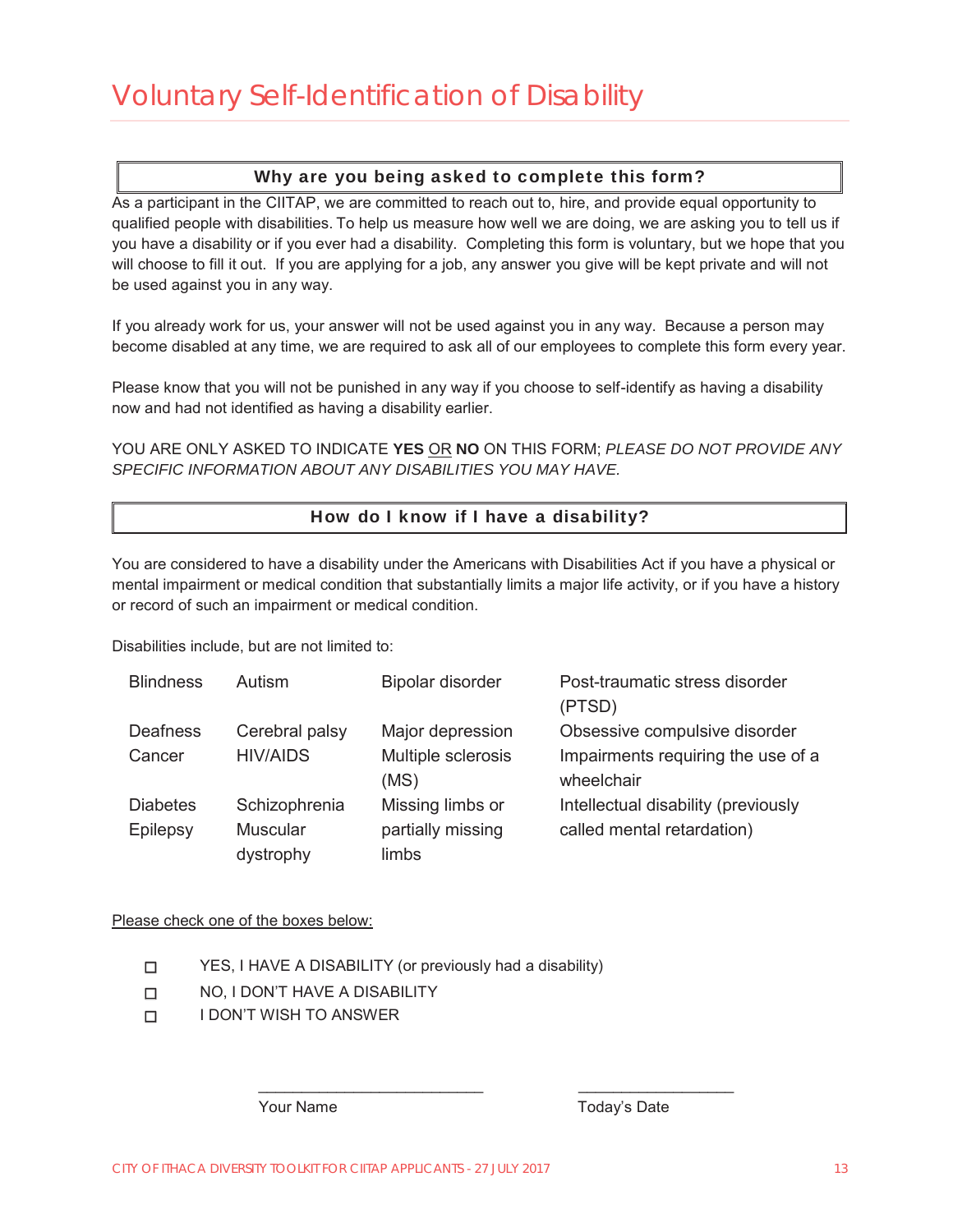# Voluntary Self-Identification of Disability

## Why are you being asked to complete this form?

As a participant in the CIITAP, we are committed to reach out to, hire, and provide equal opportunity to qualified people with disabilities. To help us measure how well we are doing, we are asking you to tell us if you have a disability or if you ever had a disability. Completing this form is voluntary, but we hope that you will choose to fill it out. If you are applying for a job, any answer you give will be kept private and will not be used against you in any way.

If you already work for us, your answer will not be used against you in any way. Because a person may become disabled at any time, we are required to ask all of our employees to complete this form every year.

Please know that you will not be punished in any way if you choose to self-identify as having a disability now and had not identified as having a disability earlier.

YOU ARE ONLY ASKED TO INDICATE **YES** <u>OR</u> **NO** ON THIS FORM; *PLEASE DO NOT PROVIDE ANY SPECIFIC INFORMATION ABOUT ANY DISABILITIES YOU MAY HAVE.*

## How do I know if I have a disability?

You are considered to have a disability under the Americans with Disabilities Act if you have a physical or mental impairment or medical condition that substantially limits a major life activity, or if you have a history or record of such an impairment or medical condition.

Disabilities include, but are not limited to:

| | | | |
|---|---|---|---|
| Blindness | Autism | Bipolar disorder | Post-traumatic stress disorder (PTSD) |
| Deafness | Cerebral palsy | Major depression | Obsessive compulsive disorder |
| Cancer | HIV/AIDS | Multiple sclerosis (MS) | Impairments requiring the use of a wheelchair |
| Diabetes | Schizophrenia | Missing limbs or partially missing limbs | Intellectual disability (previously called mental retardation) |
| Epilepsy | Muscular dystrophy | | |

<u>Please check one of the boxes below:</u>

- ☐ YES, I HAVE A DISABILITY (or previously had a disability)
- ☐ NO, I DON'T HAVE A DISABILITY
- ☐ I DON'T WISH TO ANSWER

\_\_\_\_\_\_\_\_\_\_\_\_\_\_\_\_\_\_\_\_\_\_\_\_\_\_ Your Name

\_\_\_\_\_\_\_\_\_\_\_\_\_\_\_\_\_\_ Today's Date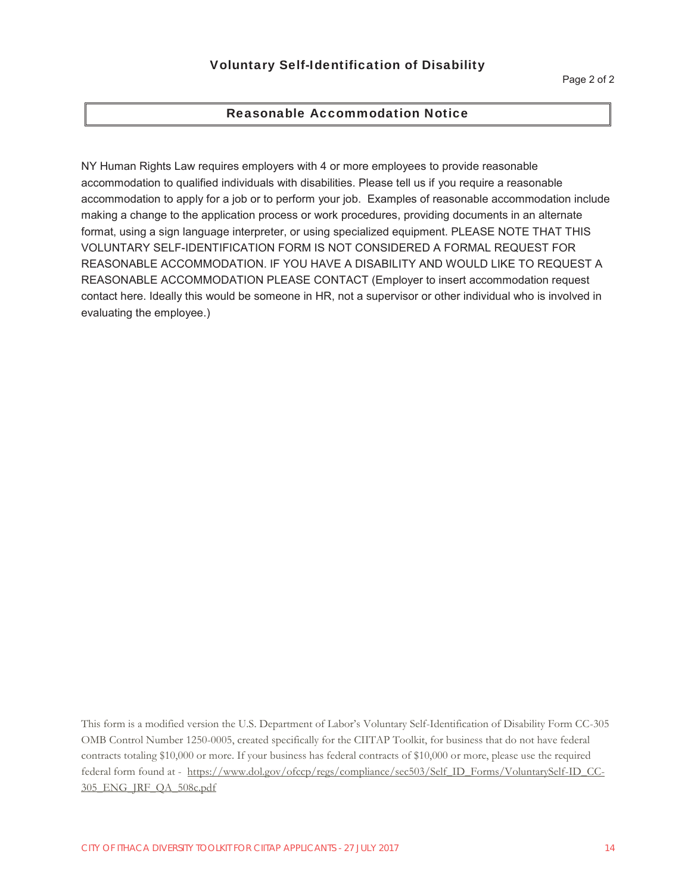# Voluntary Self-Identification of Disability

## Reasonable Accommodation Notice

NY Human Rights Law requires employers with 4 or more employees to provide reasonable accommodation to qualified individuals with disabilities. Please tell us if you require a reasonable accommodation to apply for a job or to perform your job. Examples of reasonable accommodation include making a change to the application process or work procedures, providing documents in an alternate format, using a sign language interpreter, or using specialized equipment. PLEASE NOTE THAT THIS VOLUNTARY SELF-IDENTIFICATION FORM IS NOT CONSIDERED A FORMAL REQUEST FOR REASONABLE ACCOMMODATION. IF YOU HAVE A DISABILITY AND WOULD LIKE TO REQUEST A REASONABLE ACCOMMODATION PLEASE CONTACT (Employer to insert accommodation request contact here. Ideally this would be someone in HR, not a supervisor or other individual who is involved in evaluating the employee.)

This form is a modified version the U.S. Department of Labor's Voluntary Self-Identification of Disability Form CC-305 OMB Control Number 1250-0005, created specifically for the CIITAP Toolkit, for business that do not have federal contracts totaling $10,000 or more. If your business has federal contracts of $10,000 or more, please use the required federal form found at - https://www.dol.gov/ofccp/regs/compliance/sec503/Self_ID_Forms/VoluntarySelf-ID_CC-305_ENG_JRF_QA_508c.pdf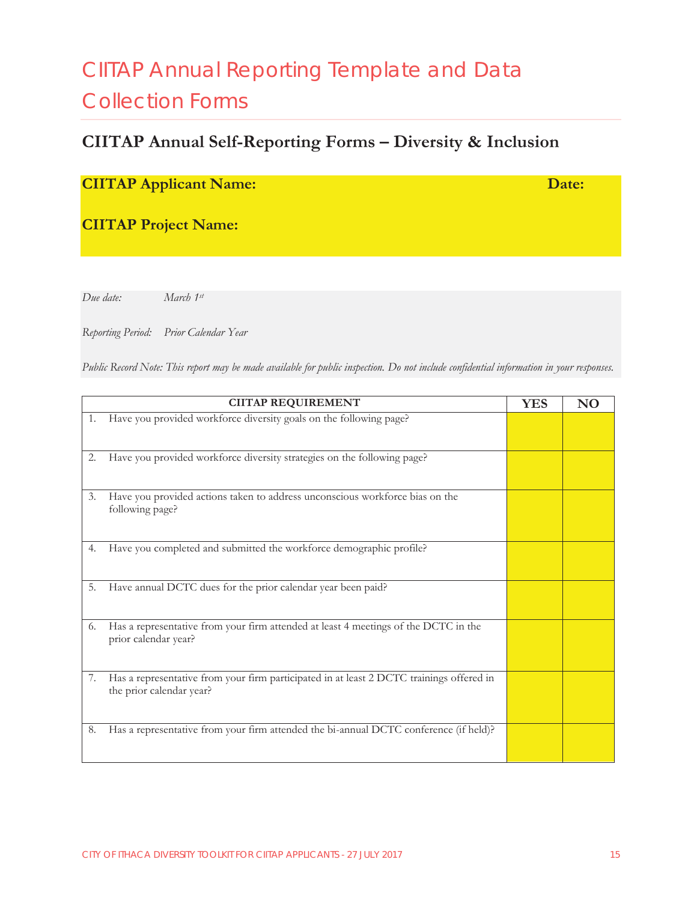# CIITAP Annual Reporting Template and Data Collection Forms

## CIITAP Annual Self-Reporting Forms – Diversity & Inclusion

**CIITAP Applicant Name:** **Date:**

**CIITAP Project Name:**

*Due date:* *March 1st*

*Reporting Period:* *Prior Calendar Year*

*Public Record Note: This report may be made available for public inspection. Do not include confidential information in your responses.*

| CIITAP REQUIREMENT | YES | NO |
|---|---|---|
| 1. Have you provided workforce diversity goals on the following page? | | |
| 2. Have you provided workforce diversity strategies on the following page? | | |
| 3. Have you provided actions taken to address unconscious workforce bias on the following page? | | |
| 4. Have you completed and submitted the workforce demographic profile? | | |
| 5. Have annual DCTC dues for the prior calendar year been paid? | | |
| 6. Has a representative from your firm attended at least 4 meetings of the DCTC in the prior calendar year? | | |
| 7. Has a representative from your firm participated in at least 2 DCTC trainings offered in the prior calendar year? | | |
| 8. Has a representative from your firm attended the bi-annual DCTC conference (if held)? | | |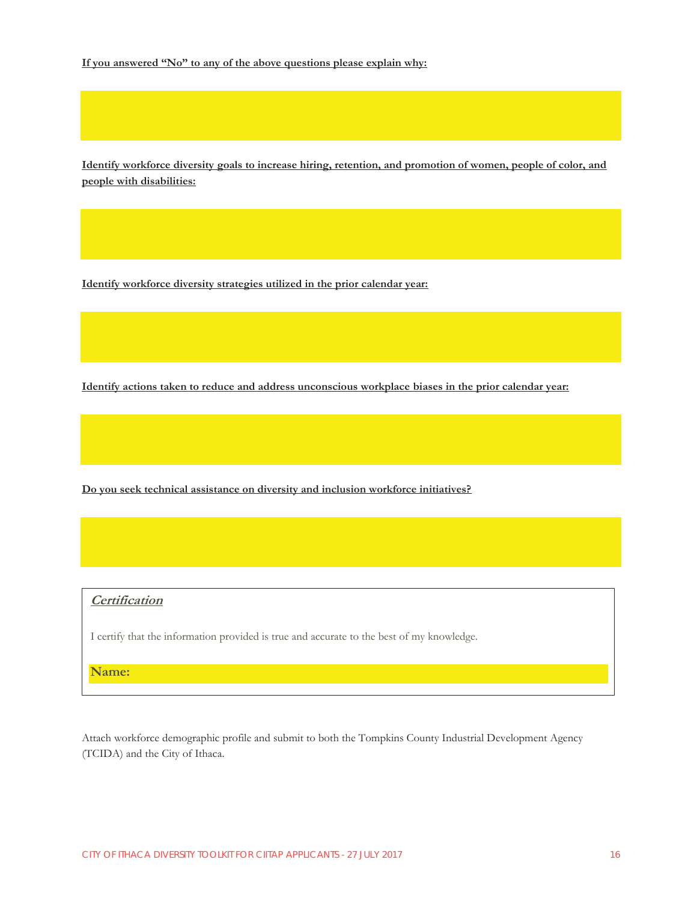**If you answered "No" to any of the above questions please explain why:**

**Identify workforce diversity goals to increase hiring, retention, and promotion of women, people of color, and people with disabilities:**

**Identify workforce diversity strategies utilized in the prior calendar year:**

**Identify actions taken to reduce and address unconscious workplace biases in the prior calendar year:**

**Do you seek technical assistance on diversity and inclusion workforce initiatives?**

***Certification***

I certify that the information provided is true and accurate to the best of my knowledge.

**Name:**

Attach workforce demographic profile and submit to both the Tompkins County Industrial Development Agency (TCIDA) and the City of Ithaca.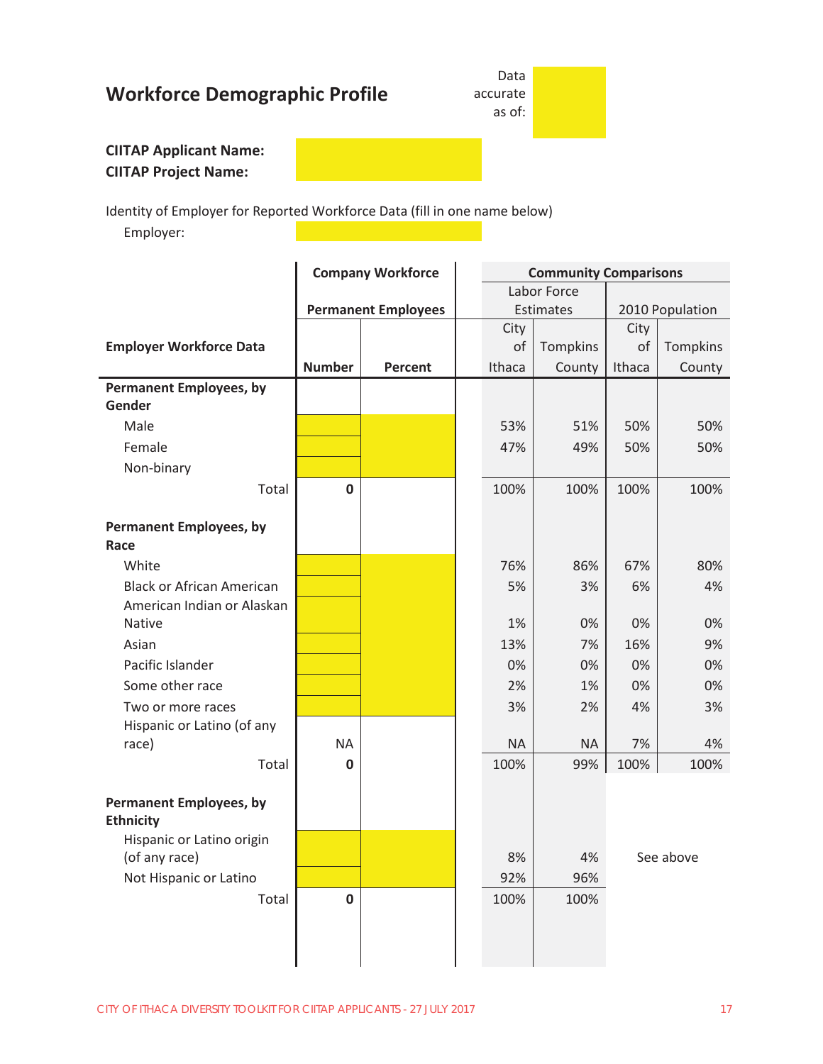## Workforce Demographic Profile

Data accurate as of:

**CIITAP Applicant Name:**
**CIITAP Project Name:**

Identity of Employer for Reported Workforce Data (fill in one name below)

Employer:

| Employer Workforce Data | Company Workforce | | Community Comparisons | | | |
|---|---|---|---|---|---|---|
| | Permanent Employees | | Labor Force Estimates | | 2010 Population | |
| | Number | Percent | City of Ithaca | Tompkins County | City of Ithaca | Tompkins County |
| **Permanent Employees, by Gender** | | | | | | |
| Male | | | 53% | 51% | 50% | 50% |
| Female | | | 47% | 49% | 50% | 50% |
| Non-binary | | | | | | |
| Total | 0 | | 100% | 100% | 100% | 100% |
| **Permanent Employees, by Race** | | | | | | |
| White | | | 76% | 86% | 67% | 80% |
| Black or African American | | | 5% | 3% | 6% | 4% |
| American Indian or Alaskan Native | | | 1% | 0% | 0% | 0% |
| Asian | | | 13% | 7% | 16% | 9% |
| Pacific Islander | | | 0% | 0% | 0% | 0% |
| Some other race | | | 2% | 1% | 0% | 0% |
| Two or more races | | | 3% | 2% | 4% | 3% |
| Hispanic or Latino (of any race) | NA | | NA | NA | 7% | 4% |
| Total | 0 | | 100% | 99% | 100% | 100% |
| **Permanent Employees, by Ethnicity** | | | | | | |
| Hispanic or Latino origin (of any race) | | | 8% | 4% | See above | |
| Not Hispanic or Latino | | | 92% | 96% | | |
| Total | 0 | | 100% | 100% | | |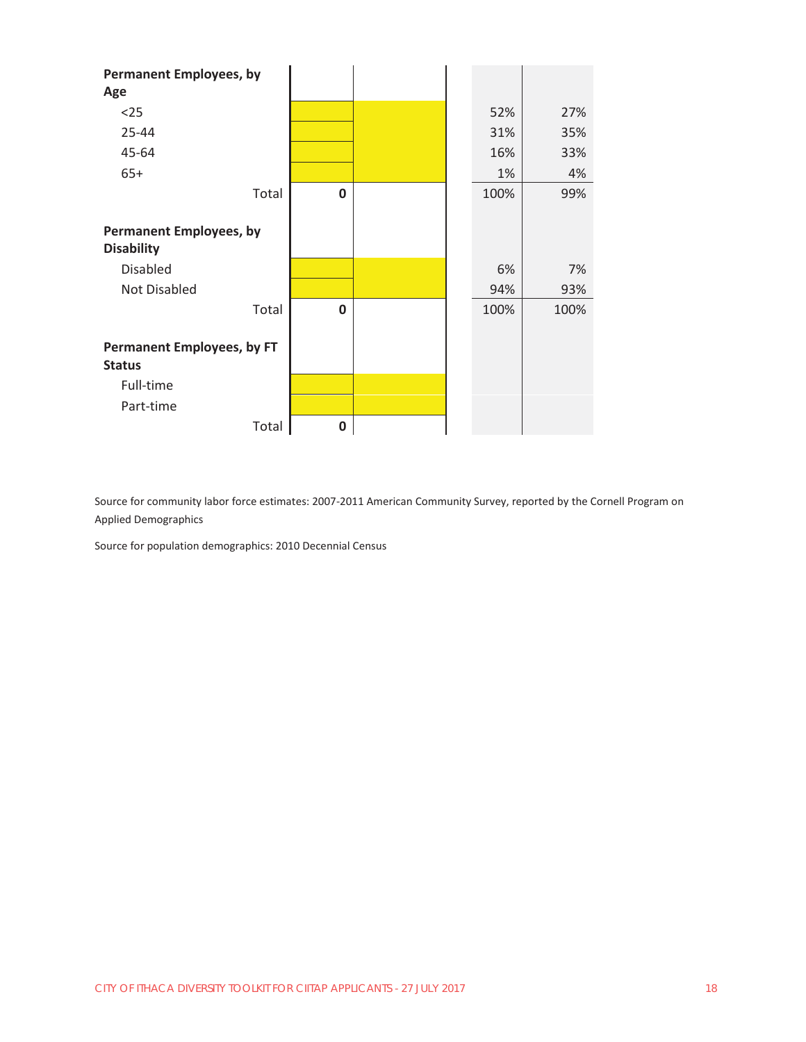| Permanent Employees, by Age | | | | |
|---|---|---|---|---|
| <25 | | | 52% | 27% |
| 25-44 | | | 31% | 35% |
| 45-64 | | | 16% | 33% |
| 65+ | | | 1% | 4% |
| Total | **0** | | 100% | 99% |
| | | | | |
| **Permanent Employees, by Disability** | | | | |
| Disabled | | | 6% | 7% |
| Not Disabled | | | 94% | 93% |
| Total | **0** | | 100% | 100% |
| | | | | |
| **Permanent Employees, by FT Status** | | | | |
| Full-time | | | | |
| Part-time | | | | |
| Total | **0** | | | |

Source for community labor force estimates: 2007-2011 American Community Survey, reported by the Cornell Program on Applied Demographics

Source for population demographics: 2010 Decennial Census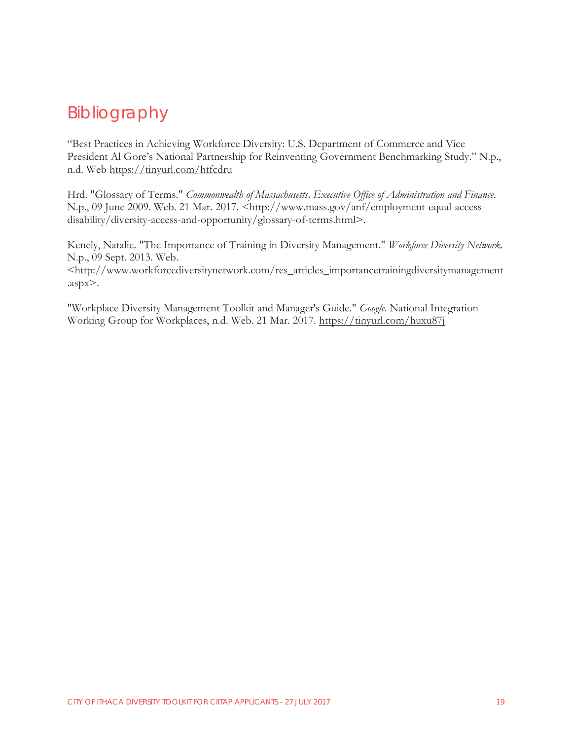# Bibliography

"Best Practices in Achieving Workforce Diversity: U.S. Department of Commerce and Vice President Al Gore's National Partnership for Reinventing Government Benchmarking Study." N.p., n.d. Web https://tinyurl.com/htfcdru

Hrd. "Glossary of Terms." *Commonwealth of Massachusetts, Executive Office of Administration and Finance*. N.p., 09 June 2009. Web. 21 Mar. 2017. <http://www.mass.gov/anf/employment-equal-access-disability/diversity-access-and-opportunity/glossary-of-terms.html>.

Kenely, Natalie. "The Importance of Training in Diversity Management." *Workforce Diversity Network*. N.p., 09 Sept. 2013. Web. <http://www.workforcediversitynetwork.com/res_articles_importancetrainingdiversitymanagement.aspx>.

"Workplace Diversity Management Toolkit and Manager's Guide." *Google*. National Integration Working Group for Workplaces, n.d. Web. 21 Mar. 2017. https://tinyurl.com/huxu87j